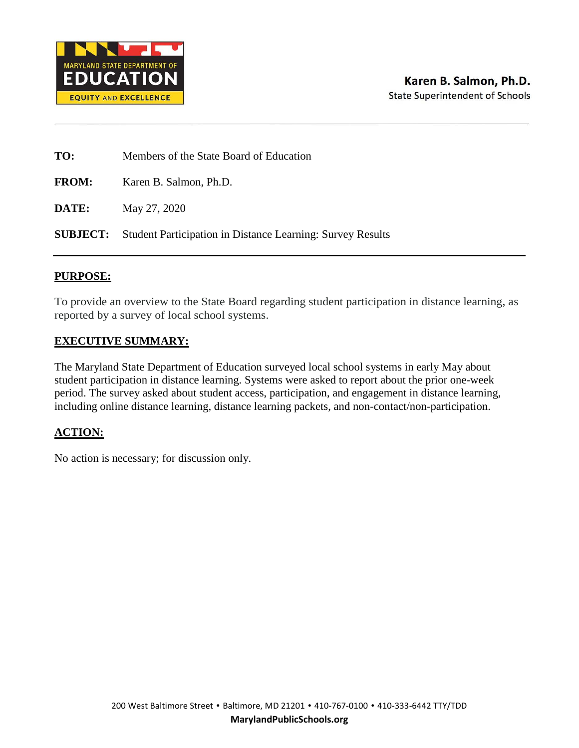MARYLAND STATE DEPARTMENT OF
EDUCATION
EQUITY AND EXCELLENCE

**Karen B. Salmon, Ph.D.**
State Superintendent of Schools

---

**TO:** Members of the State Board of Education

**FROM:** Karen B. Salmon, Ph.D.

**DATE:** May 27, 2020

**SUBJECT:** Student Participation in Distance Learning: Survey Results

---

## PURPOSE:

To provide an overview to the State Board regarding student participation in distance learning, as reported by a survey of local school systems.

## EXECUTIVE SUMMARY:

The Maryland State Department of Education surveyed local school systems in early May about student participation in distance learning. Systems were asked to report about the prior one-week period. The survey asked about student access, participation, and engagement in distance learning, including online distance learning, distance learning packets, and non-contact/non-participation.

## ACTION:

No action is necessary; for discussion only.

200 West Baltimore Street • Baltimore, MD 21201 • 410-767-0100 • 410-333-6442 TTY/TDD
**MarylandPublicSchools.org**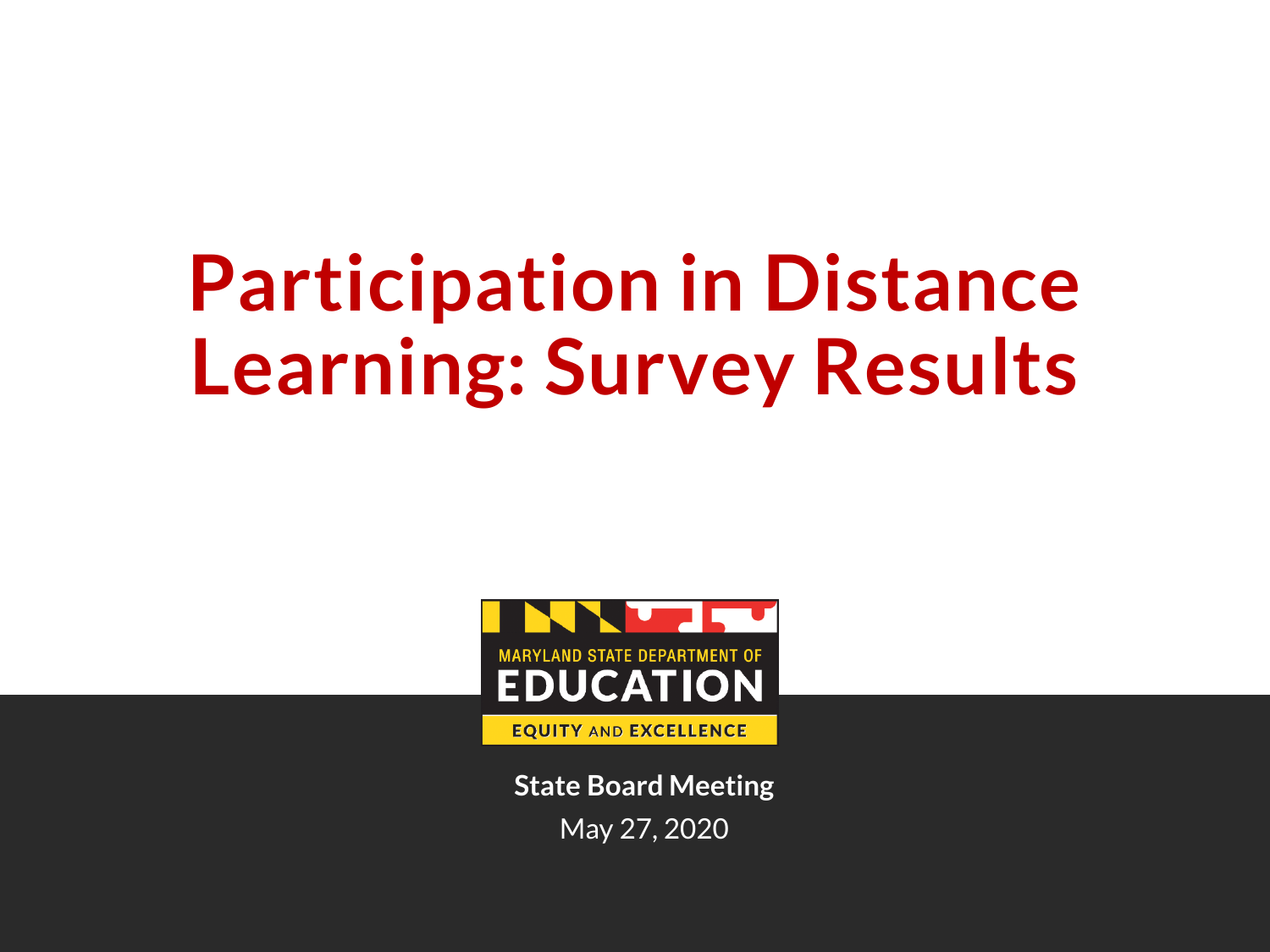# Participation in Distance Learning: Survey Results

MARYLAND STATE DEPARTMENT OF

EDUCATION

EQUITY AND EXCELLENCE

**State Board Meeting**

May 27, 2020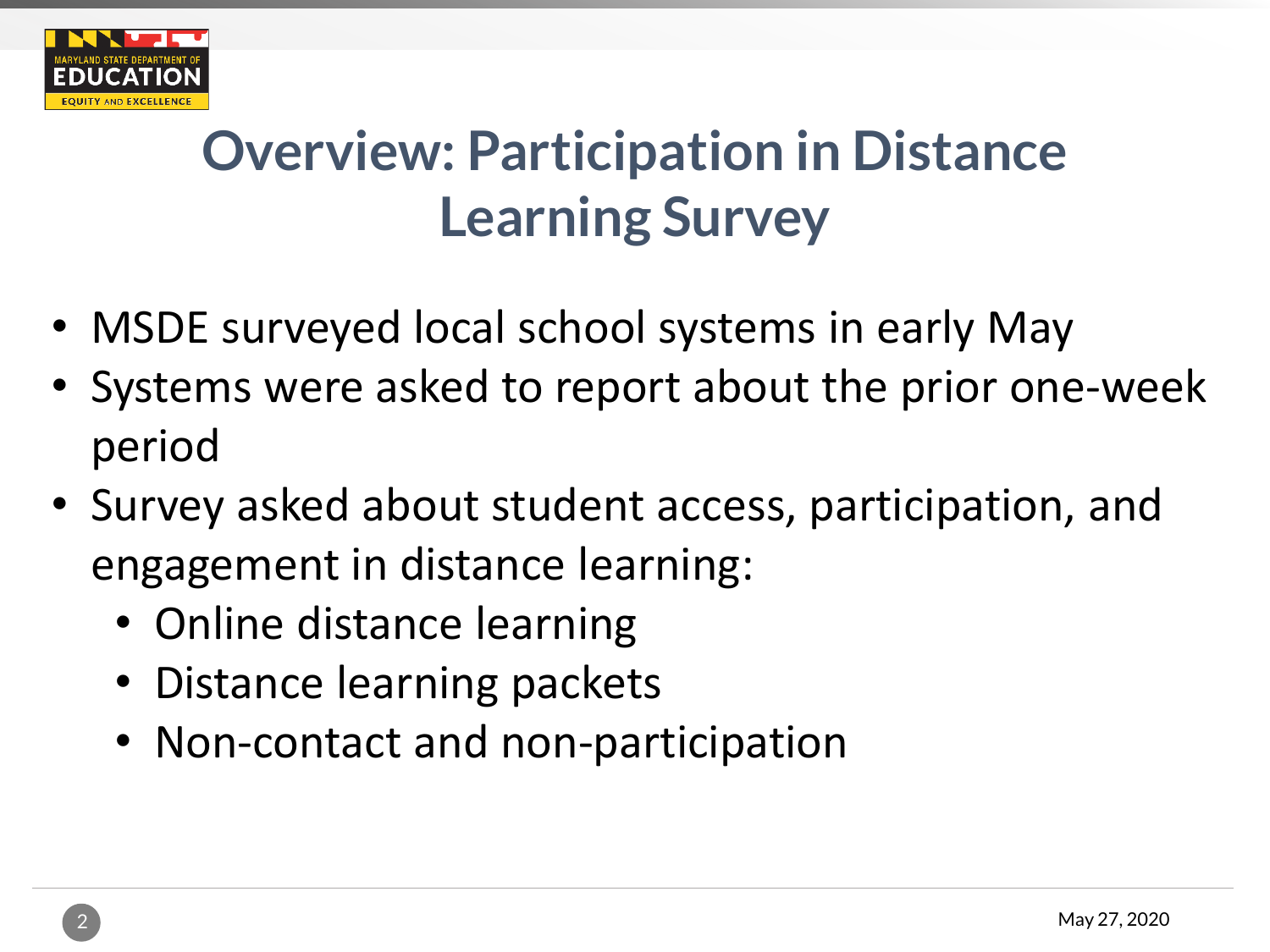# Overview: Participation in Distance Learning Survey

- MSDE surveyed local school systems in early May
- Systems were asked to report about the prior one-week period
- Survey asked about student access, participation, and engagement in distance learning:
  - Online distance learning
  - Distance learning packets
  - Non-contact and non-participation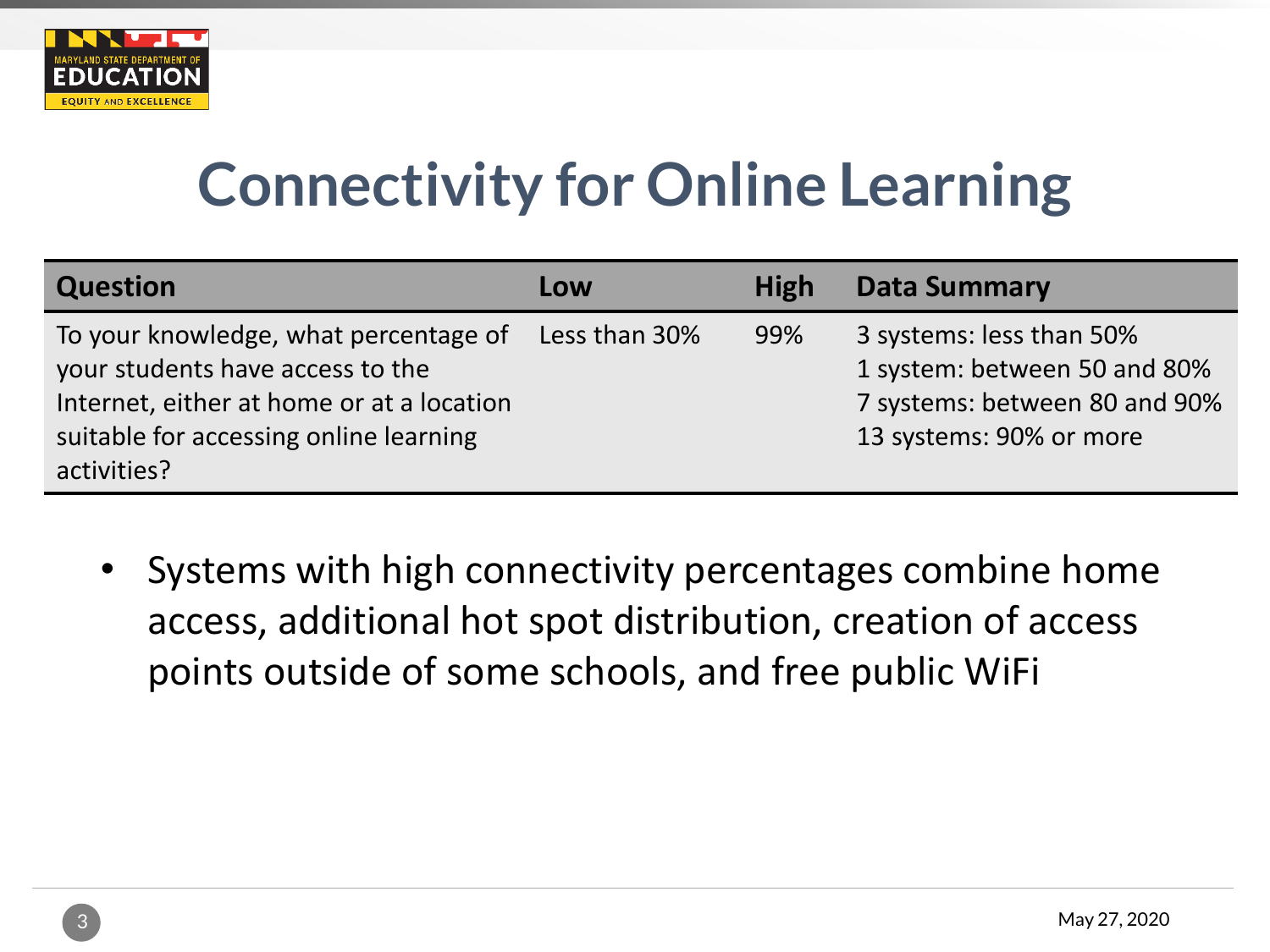# Connectivity for Online Learning

| Question | Low | High | Data Summary |
| --- | --- | --- | --- |
| To your knowledge, what percentage of your students have access to the Internet, either at home or at a location suitable for accessing online learning activities? | Less than 30% | 99% | 3 systems: less than 50%<br>1 system: between 50 and 80%<br>7 systems: between 80 and 90%<br>13 systems: 90% or more |

- Systems with high connectivity percentages combine home access, additional hot spot distribution, creation of access points outside of some schools, and free public WiFi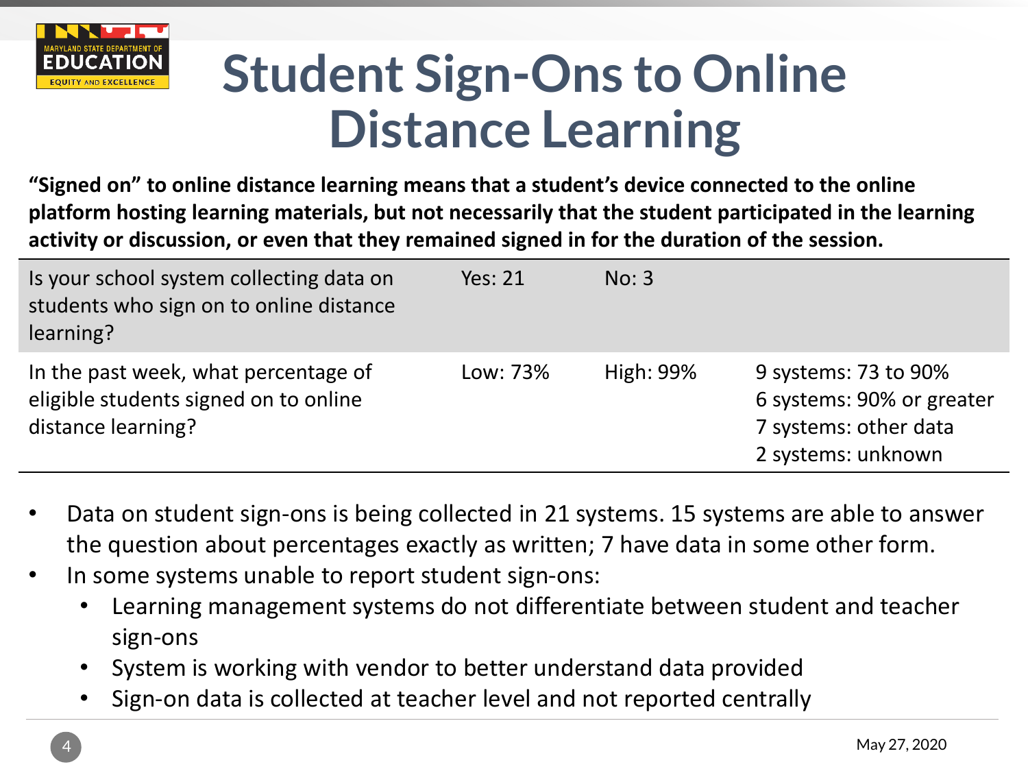# Student Sign-Ons to Online Distance Learning

**"Signed on" to online distance learning means that a student's device connected to the online platform hosting learning materials, but not necessarily that the student participated in the learning activity or discussion, or even that they remained signed in for the duration of the session.**

| | | | |
|---|---|---|---|
| Is your school system collecting data on students who sign on to online distance learning? | Yes: 21 | No: 3 | |
| In the past week, what percentage of eligible students signed on to online distance learning? | Low: 73% | High: 99% | 9 systems: 73 to 90%<br>6 systems: 90% or greater<br>7 systems: other data<br>2 systems: unknown |

- Data on student sign-ons is being collected in 21 systems. 15 systems are able to answer the question about percentages exactly as written; 7 have data in some other form.
- In some systems unable to report student sign-ons:
  - Learning management systems do not differentiate between student and teacher sign-ons
  - System is working with vendor to better understand data provided
  - Sign-on data is collected at teacher level and not reported centrally

May 27, 2020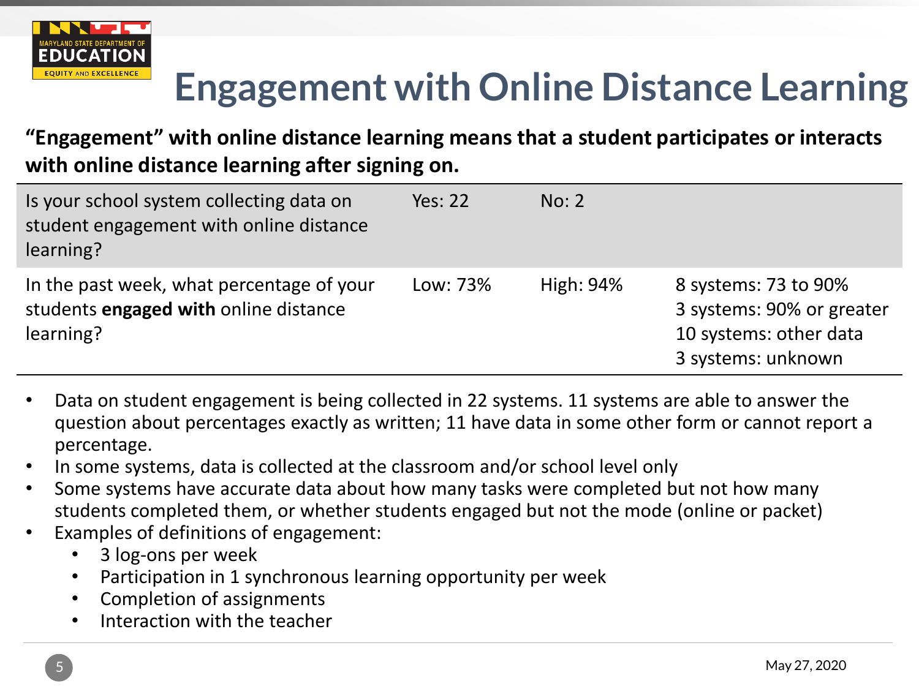# Engagement with Online Distance Learning

**"Engagement" with online distance learning means that a student participates or interacts with online distance learning after signing on.**

| | | | |
|---|---|---|---|
| Is your school system collecting data on student engagement with online distance learning? | Yes: 22 | No: 2 | |
| In the past week, what percentage of your students **engaged with** online distance learning? | Low: 73% | High: 94% | 8 systems: 73 to 90%<br>3 systems: 90% or greater<br>10 systems: other data<br>3 systems: unknown |

- Data on student engagement is being collected in 22 systems. 11 systems are able to answer the question about percentages exactly as written; 11 have data in some other form or cannot report a percentage.
- In some systems, data is collected at the classroom and/or school level only
- Some systems have accurate data about how many tasks were completed but not how many students completed them, or whether students engaged but not the mode (online or packet)
- Examples of definitions of engagement:
  - 3 log-ons per week
  - Participation in 1 synchronous learning opportunity per week
  - Completion of assignments
  - Interaction with the teacher

May 27, 2020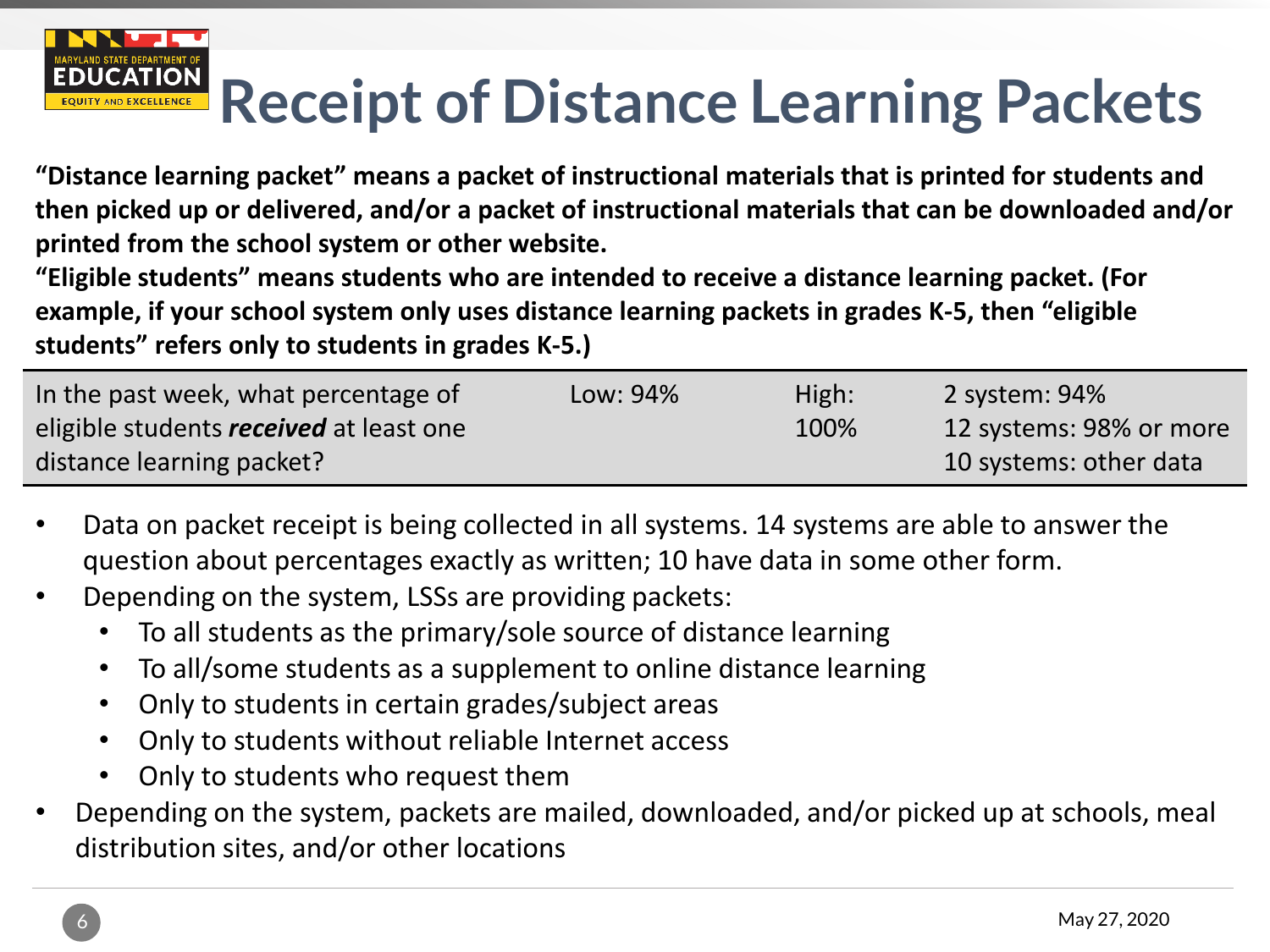# Receipt of Distance Learning Packets

**"Distance learning packet" means a packet of instructional materials that is printed for students and then picked up or delivered, and/or a packet of instructional materials that can be downloaded and/or printed from the school system or other website.**
**"Eligible students" means students who are intended to receive a distance learning packet. (For example, if your school system only uses distance learning packets in grades K-5, then "eligible students" refers only to students in grades K-5.)**

| | | | |
|---|---|---|---|
| In the past week, what percentage of eligible students ***received*** at least one distance learning packet? | Low: 94% | High: 100% | 2 system: 94%<br>12 systems: 98% or more<br>10 systems: other data |

- Data on packet receipt is being collected in all systems. 14 systems are able to answer the question about percentages exactly as written; 10 have data in some other form.
- Depending on the system, LSSs are providing packets:
  - To all students as the primary/sole source of distance learning
  - To all/some students as a supplement to online distance learning
  - Only to students in certain grades/subject areas
  - Only to students without reliable Internet access
  - Only to students who request them
- Depending on the system, packets are mailed, downloaded, and/or picked up at schools, meal distribution sites, and/or other locations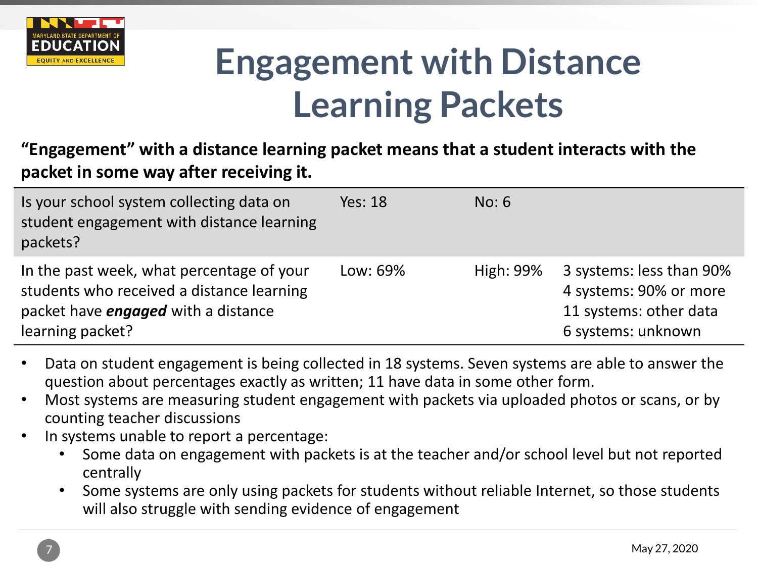# Engagement with Distance Learning Packets

**"Engagement" with a distance learning packet means that a student interacts with the packet in some way after receiving it.**

| | | | |
|---|---|---|---|
| Is your school system collecting data on student engagement with distance learning packets? | Yes: 18 | No: 6 | |
| In the past week, what percentage of your students who received a distance learning packet have ***engaged*** with a distance learning packet? | Low: 69% | High: 99% | 3 systems: less than 90%<br>4 systems: 90% or more<br>11 systems: other data<br>6 systems: unknown |

- Data on student engagement is being collected in 18 systems. Seven systems are able to answer the question about percentages exactly as written; 11 have data in some other form.
- Most systems are measuring student engagement with packets via uploaded photos or scans, or by counting teacher discussions
- In systems unable to report a percentage:
  - Some data on engagement with packets is at the teacher and/or school level but not reported centrally
  - Some systems are only using packets for students without reliable Internet, so those students will also struggle with sending evidence of engagement

May 27, 2020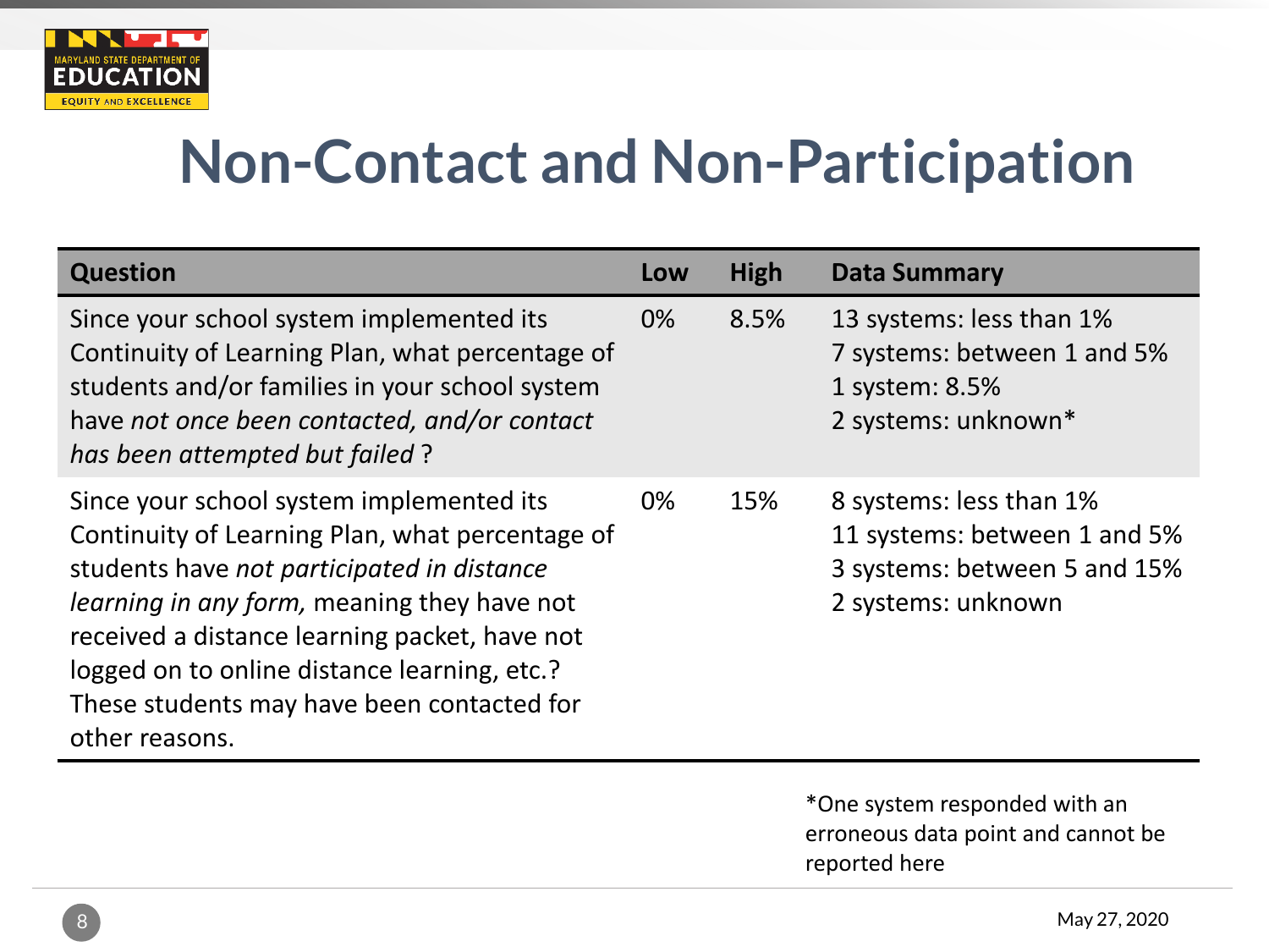# Non-Contact and Non-Participation

| Question | Low | High | Data Summary |
|---|---|---|---|
| Since your school system implemented its Continuity of Learning Plan, what percentage of students and/or families in your school system have *not once been contacted, and/or contact has been attempted but failed* ? | 0% | 8.5% | 13 systems: less than 1%<br>7 systems: between 1 and 5%<br>1 system: 8.5%<br>2 systems: unknown* |
| Since your school system implemented its Continuity of Learning Plan, what percentage of students have *not participated in distance learning in any form,* meaning they have not received a distance learning packet, have not logged on to online distance learning, etc.? These students may have been contacted for other reasons. | 0% | 15% | 8 systems: less than 1%<br>11 systems: between 1 and 5%<br>3 systems: between 5 and 15%<br>2 systems: unknown |

*One system responded with an erroneous data point and cannot be reported here

May 27, 2020